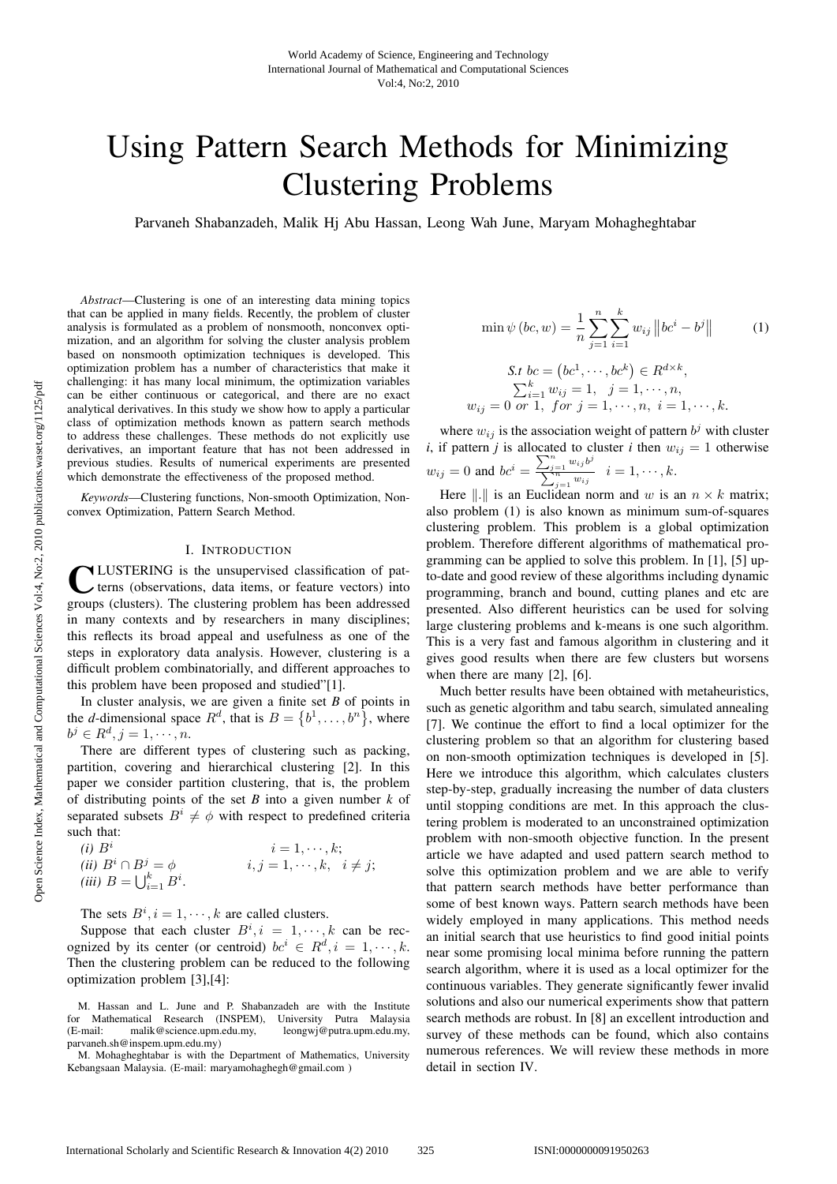# Using Pattern Search Methods for Minimizing Clustering Problems

Parvaneh Shabanzadeh, Malik Hj Abu Hassan, Leong Wah June, Maryam Mohagheghtabar

*Abstract*—Clustering is one of an interesting data mining topics that can be applied in many fields. Recently, the problem of cluster analysis is formulated as a problem of nonsmooth, nonconvex optimization, and an algorithm for solving the cluster analysis problem based on nonsmooth optimization techniques is developed. This optimization problem has a number of characteristics that make it challenging: it has many local minimum, the optimization variables can be either continuous or categorical, and there are no exact analytical derivatives. In this study we show how to apply a particular class of optimization methods known as pattern search methods to address these challenges. These methods do not explicitly use derivatives, an important feature that has not been addressed in previous studies. Results of numerical experiments are presented which demonstrate the effectiveness of the proposed method.

*Keywords*—Clustering functions, Non-smooth Optimization, Nonconvex Optimization, Pattern Search Method.

## I. Introduction

CLUSTERING is the unsupervised classification of patterns (observations, data items, or feature vectors) into groups (clusters). The clustering problem has been addressed in many contexts and by researchers in many disciplines; this reflects its broad appeal and usefulness as one of the steps in exploratory data analysis. However, clustering is a difficult problem combinatorially, and different approaches to this problem have been proposed and studied"[1].

In cluster analysis, we are given a finite set *B* of points in the *d*-dimensional space $R^d$, that is $B = \{b^1, \ldots, b^n\}$, where $b^j \in R^d, j = 1, \cdots, n$.

There are different types of clustering such as packing, partition, covering and hierarchical clustering [2]. In this paper we consider partition clustering, that is, the problem of distributing points of the set *B* into a given number *k* of separated subsets $B^i \neq \phi$ with respect to predefined criteria such that:

*(i)* $B^i$ $\quad i = 1, \cdots, k;$
*(ii)* $B^i \cap B^j = \phi$ $\quad i, j = 1, \cdots, k, \quad i \neq j;$
*(iii)* $B = \bigcup_{i=1}^{k} B^i$.

The sets $B^i, i = 1, \cdots, k$ are called clusters.

Suppose that each cluster $B^i, i = 1, \cdots, k$ can be recognized by its center (or centroid) $bc^i \in R^d, i = 1, \cdots, k$. Then the clustering problem can be reduced to the following optimization problem [3],[4]:

$$\min \psi (bc, w) = \frac{1}{n} \sum_{j=1}^{n} \sum_{i=1}^{k} w_{ij} \left\| bc^i - b^j \right\| \qquad (1)$$

$$\textit{S.t } bc = \left(bc^1, \cdots, bc^k\right) \in R^{d \times k},$$
$$\sum_{i=1}^{k} w_{ij} = 1, \quad j = 1, \cdots, n,$$
$$w_{ij} = 0 \text{ or } 1, \text{ for } j = 1, \cdots, n, \ i = 1, \cdots, k.$$

where $w_{ij}$ is the association weight of pattern $b^j$ with cluster *i*, if pattern *j* is allocated to cluster *i* then $w_{ij} = 1$ otherwise $w_{ij} = 0$ and $bc^i = \frac{\sum_{j=1}^{n} w_{ij} b^j}{\sum_{j=1}^{n} w_{ij}} \quad i = 1, \cdots, k.$

Here $\|.\|$ is an Euclidean norm and $w$ is an $n \times k$ matrix; also problem (1) is also known as minimum sum-of-squares clustering problem. This problem is a global optimization problem. Therefore different algorithms of mathematical programming can be applied to solve this problem. In [1], [5] up-to-date and good review of these algorithms including dynamic programming, branch and bound, cutting planes and etc are presented. Also different heuristics can be used for solving large clustering problems and k-means is one such algorithm. This is a very fast and famous algorithm in clustering and it gives good results when there are few clusters but worsens when there are many [2], [6].

Much better results have been obtained with metaheuristics, such as genetic algorithm and tabu search, simulated annealing [7]. We continue the effort to find a local optimizer for the clustering problem so that an algorithm for clustering based on non-smooth optimization techniques is developed in [5]. Here we introduce this algorithm, which calculates clusters step-by-step, gradually increasing the number of data clusters until stopping conditions are met. In this approach the clustering problem is moderated to an unconstrained optimization problem with non-smooth objective function. In the present article we have adapted and used pattern search method to solve this optimization problem and we are able to verify that pattern search methods have better performance than some of best known ways. Pattern search methods have been widely employed in many applications. This method needs an initial search that use heuristics to find good initial points near some promising local minima before running the pattern search algorithm, where it is used as a local optimizer for the continuous variables. They generate significantly fewer invalid solutions and also our numerical experiments show that pattern search methods are robust. In [8] an excellent introduction and survey of these methods can be found, which also contains numerous references. We will review these methods in more detail in section IV.

M. Hassan and L. June and P. Shabanzadeh are with the Institute for Mathematical Research (INSPEM), University Putra Malaysia (E-mail: malik@science.upm.edu.my, leongwj@putra.upm.edu.my, parvaneh.sh@inspem.upm.edu.my)

M. Mohagheghtabar is with the Department of Mathematics, University Kebangsaan Malaysia. (E-mail: maryamohaghegh@gmail.com )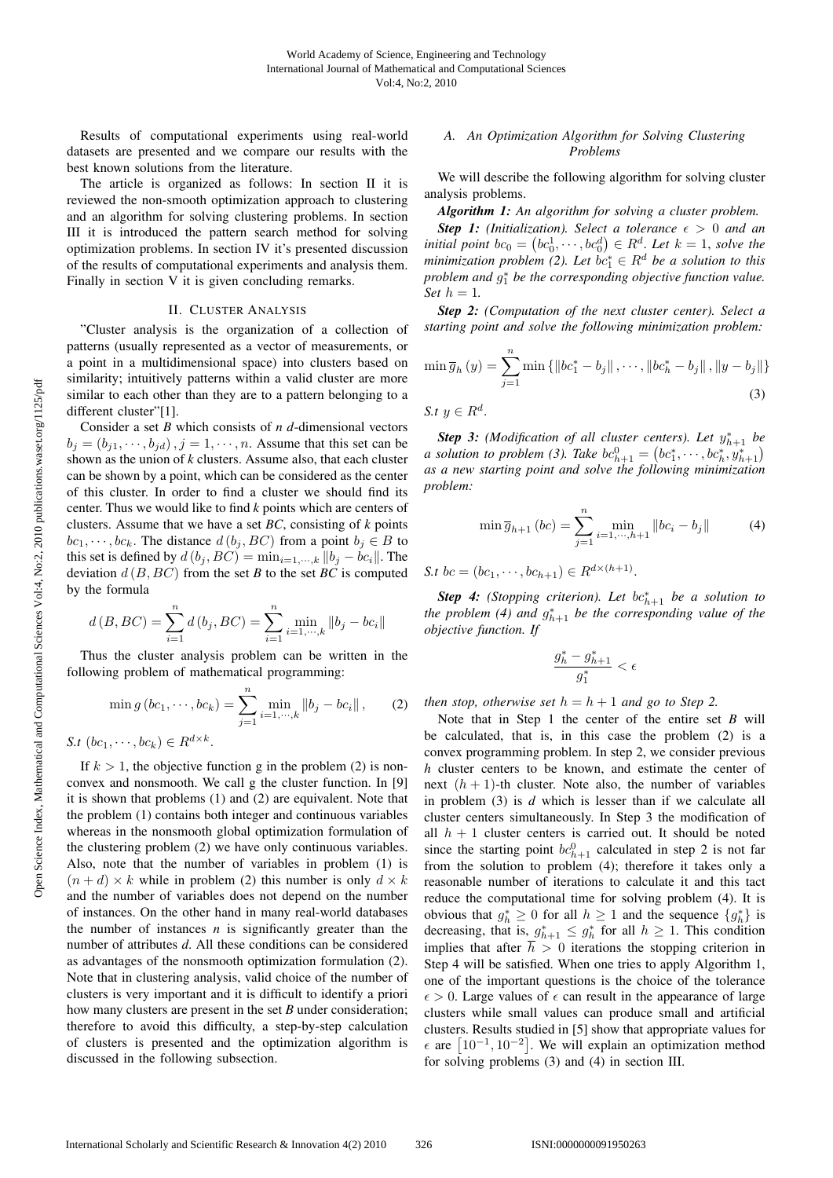Results of computational experiments using real-world datasets are presented and we compare our results with the best known solutions from the literature.

The article is organized as follows: In section II it is reviewed the non-smooth optimization approach to clustering and an algorithm for solving clustering problems. In section III it is introduced the pattern search method for solving optimization problems. In section IV it's presented discussion of the results of computational experiments and analysis them. Finally in section V it is given concluding remarks.

## II. Cluster Analysis

"Cluster analysis is the organization of a collection of patterns (usually represented as a vector of measurements, or a point in a multidimensional space) into clusters based on similarity; intuitively patterns within a valid cluster are more similar to each other than they are to a pattern belonging to a different cluster"[1].

Consider a set *B* which consists of *n* *d*-dimensional vectors $b_j = (b_{j1}, \cdots, b_{jd})\,, j = 1, \cdots, n$. Assume that this set can be shown as the union of *k* clusters. Assume also, that each cluster can be shown by a point, which can be considered as the center of this cluster. In order to find a cluster we should find its center. Thus we would like to find *k* points which are centers of clusters. Assume that we have a set *BC*, consisting of *k* points $bc_1, \cdots, bc_k$. The distance $d(b_j, BC)$ from a point $b_j \in B$ to this set is defined by $d(b_j, BC) = \min_{i=1,\cdots,k} \|b_j - bc_i\|$. The deviation $d(B, BC)$ from the set *B* to the set *BC* is computed by the formula

$$d(B, BC) = \sum_{i=1}^{n} d(b_j, BC) = \sum_{i=1}^{n} \min_{i=1,\cdots,k} \|b_j - bc_i\|$$

Thus the cluster analysis problem can be written in the following problem of mathematical programming:

$$\min g(bc_1, \cdots, bc_k) = \sum_{j=1}^{n} \min_{i=1,\cdots,k} \|b_j - bc_i\|\,, \qquad (2)$$

*S.t* $(bc_1, \cdots, bc_k) \in R^{d \times k}$.

If $k > 1$, the objective function g in the problem (2) is nonconvex and nonsmooth. We call g the cluster function. In [9] it is shown that problems (1) and (2) are equivalent. Note that the problem (1) contains both integer and continuous variables whereas in the nonsmooth global optimization formulation of the clustering problem (2) we have only continuous variables. Also, note that the number of variables in problem (1) is $(n + d) \times k$ while in problem (2) this number is only $d \times k$ and the number of variables does not depend on the number of instances. On the other hand in many real-world databases the number of instances *n* is significantly greater than the number of attributes *d*. All these conditions can be considered as advantages of the nonsmooth optimization formulation (2). Note that in clustering analysis, valid choice of the number of clusters is very important and it is difficult to identify a priori how many clusters are present in the set *B* under consideration; therefore to avoid this difficulty, a step-by-step calculation of clusters is presented and the optimization algorithm is discussed in the following subsection.

### A. An Optimization Algorithm for Solving Clustering Problems

We will describe the following algorithm for solving cluster analysis problems.

***Algorithm 1:*** *An algorithm for solving a cluster problem.*

***Step 1:*** *(Initialization). Select a tolerance $\epsilon > 0$ and an initial point $bc_0 = (bc_0^1, \cdots, bc_0^d) \in R^d$. Let $k = 1$, solve the minimization problem (2). Let $bc_1^* \in R^d$ be a solution to this problem and $g_1^*$ be the corresponding objective function value. Set $h = 1$.*

***Step 2:*** *(Computation of the next cluster center). Select a starting point and solve the following minimization problem:*

$$\min \overline{g}_h(y) = \sum_{j=1}^{n} \min\left\{\|bc_1^* - b_j\|, \cdots, \|bc_h^* - b_j\|, \|y - b_j\|\right\} \qquad (3)$$

*S.t $y \in R^d$.*

***Step 3:*** *(Modification of all cluster centers). Let $y_{h+1}^*$ be a solution to problem (3). Take $bc_{h+1}^0 = (bc_1^*, \cdots, bc_h^*, y_{h+1}^*)$ as a new starting point and solve the following minimization problem:*

$$\min \overline{g}_{h+1}(bc) = \sum_{j=1}^{n} \min_{i=1,\cdots,h+1} \|bc_i - b_j\| \qquad (4)$$

*S.t $bc = (bc_1, \cdots, bc_{h+1}) \in R^{d \times (h+1)}$.*

***Step 4:*** *(Stopping criterion). Let $bc_{h+1}^*$ be a solution to the problem (4) and $g_{h+1}^*$ be the corresponding value of the objective function. If*

$$\frac{g_h^* - g_{h+1}^*}{g_1^*} < \epsilon$$

*then stop, otherwise set $h = h + 1$ and go to Step 2.*

Note that in Step 1 the center of the entire set *B* will be calculated, that is, in this case the problem (2) is a convex programming problem. In step 2, we consider previous *h* cluster centers to be known, and estimate the center of next $(h + 1)$-th cluster. Note also, the number of variables in problem (3) is *d* which is lesser than if we calculate all cluster centers simultaneously. In Step 3 the modification of all $h + 1$ cluster centers is carried out. It should be noted since the starting point $bc_{h+1}^0$ calculated in step 2 is not far from the solution to problem (4); therefore it takes only a reasonable number of iterations to calculate it and this tact reduce the computational time for solving problem (4). It is obvious that $g_h^* \geq 0$ for all $h \geq 1$ and the sequence $\{g_h^*\}$ is decreasing, that is, $g_{h+1}^* \leq g_h^*$ for all $h \geq 1$. This condition implies that after $\overline{h} > 0$ iterations the stopping criterion in Step 4 will be satisfied. When one tries to apply Algorithm 1, one of the important questions is the choice of the tolerance $\epsilon > 0$. Large values of $\epsilon$ can result in the appearance of large clusters while small values can produce small and artificial clusters. Results studied in [5] show that appropriate values for $\epsilon$ are $[10^{-1}, 10^{-2}]$. We will explain an optimization method for solving problems (3) and (4) in section III.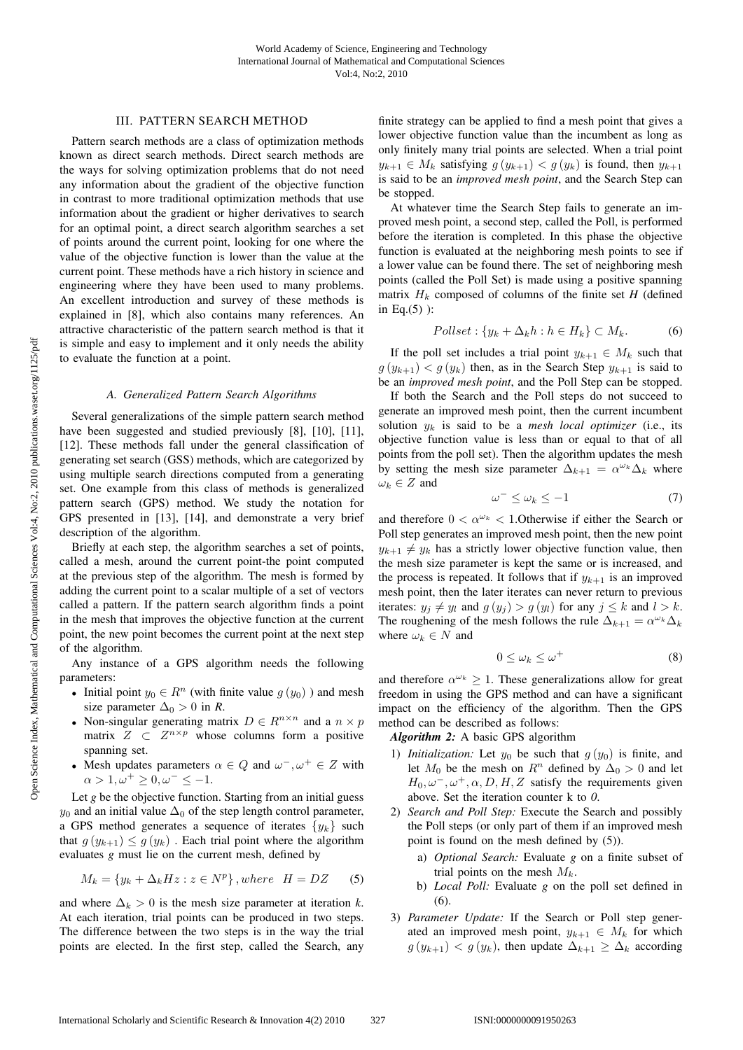## III. PATTERN SEARCH METHOD

Pattern search methods are a class of optimization methods known as direct search methods. Direct search methods are the ways for solving optimization problems that do not need any information about the gradient of the objective function in contrast to more traditional optimization methods that use information about the gradient or higher derivatives to search for an optimal point, a direct search algorithm searches a set of points around the current point, looking for one where the value of the objective function is lower than the value at the current point. These methods have a rich history in science and engineering where they have been used to many problems. An excellent introduction and survey of these methods is explained in [8], which also contains many references. An attractive characteristic of the pattern search method is that it is simple and easy to implement and it only needs the ability to evaluate the function at a point.

### *A. Generalized Pattern Search Algorithms*

Several generalizations of the simple pattern search method have been suggested and studied previously [8], [10], [11], [12]. These methods fall under the general classification of generating set search (GSS) methods, which are categorized by using multiple search directions computed from a generating set. One example from this class of methods is generalized pattern search (GPS) method. We study the notation for GPS presented in [13], [14], and demonstrate a very brief description of the algorithm.

Briefly at each step, the algorithm searches a set of points, called a mesh, around the current point-the point computed at the previous step of the algorithm. The mesh is formed by adding the current point to a scalar multiple of a set of vectors called a pattern. If the pattern search algorithm finds a point in the mesh that improves the objective function at the current point, the new point becomes the current point at the next step of the algorithm.

Any instance of a GPS algorithm needs the following parameters:

- Initial point $y_0 \in R^n$ (with finite value $g(y_0)$ ) and mesh size parameter $\Delta_0 > 0$ in *R*.
- Non-singular generating matrix $D \in R^{n \times n}$ and a $n \times p$ matrix $Z \subset Z^{n \times p}$ whose columns form a positive spanning set.
- Mesh updates parameters $\alpha \in Q$ and $\omega^-, \omega^+ \in Z$ with $\alpha > 1, \omega^+ \geq 0, \omega^- \leq -1$.

Let *g* be the objective function. Starting from an initial guess $y_0$ and an initial value $\Delta_0$ of the step length control parameter, a GPS method generates a sequence of iterates $\{y_k\}$ such that $g(y_{k+1}) \leq g(y_k)$ . Each trial point where the algorithm evaluates *g* must lie on the current mesh, defined by

$$M_k = \{y_k + \Delta_k H z : z \in N^p\}, where \quad H = DZ \qquad (5)$$

and where $\Delta_k > 0$ is the mesh size parameter at iteration *k*. At each iteration, trial points can be produced in two steps. The difference between the two steps is in the way the trial points are elected. In the first step, called the Search, any finite strategy can be applied to find a mesh point that gives a lower objective function value than the incumbent as long as only finitely many trial points are selected. When a trial point $y_{k+1} \in M_k$ satisfying $g(y_{k+1}) < g(y_k)$ is found, then $y_{k+1}$ is said to be an *improved mesh point*, and the Search Step can be stopped.

At whatever time the Search Step fails to generate an improved mesh point, a second step, called the Poll, is performed before the iteration is completed. In this phase the objective function is evaluated at the neighboring mesh points to see if a lower value can be found there. The set of neighboring mesh points (called the Poll Set) is made using a positive spanning matrix $H_k$ composed of columns of the finite set *H* (defined in Eq.(5) ):

$$Pollset : \{y_k + \Delta_k h : h \in H_k\} \subset M_k. \qquad (6)$$

If the poll set includes a trial point $y_{k+1} \in M_k$ such that $g(y_{k+1}) < g(y_k)$ then, as in the Search Step $y_{k+1}$ is said to be an *improved mesh point*, and the Poll Step can be stopped.

If both the Search and the Poll steps do not succeed to generate an improved mesh point, then the current incumbent solution $y_k$ is said to be a *mesh local optimizer* (i.e., its objective function value is less than or equal to that of all points from the poll set). Then the algorithm updates the mesh by setting the mesh size parameter $\Delta_{k+1} = \alpha^{\omega_k}\Delta_k$ where $\omega_k \in Z$ and

$$\omega^- \leq \omega_k \leq -1 \qquad (7)$$

and therefore $0 < \alpha^{\omega_k} < 1$.Otherwise if either the Search or Poll step generates an improved mesh point, then the new point $y_{k+1} \neq y_k$ has a strictly lower objective function value, then the mesh size parameter is kept the same or is increased, and the process is repeated. It follows that if $y_{k+1}$ is an improved mesh point, then the later iterates can never return to previous iterates: $y_j \neq y_l$ and $g(y_j) > g(y_l)$ for any $j \leq k$ and $l > k$. The roughening of the mesh follows the rule $\Delta_{k+1} = \alpha^{\omega_k}\Delta_k$ where $\omega_k \in N$ and

$$0 \leq \omega_k \leq \omega^+ \qquad (8)$$

and therefore $\alpha^{\omega_k} \geq 1$. These generalizations allow for great freedom in using the GPS method and can have a significant impact on the efficiency of the algorithm. Then the GPS method can be described as follows:

***Algorithm 2:*** A basic GPS algorithm

1) *Initialization:* Let $y_0$ be such that $g(y_0)$ is finite, and let $M_0$ be the mesh on $R^n$ defined by $\Delta_0 > 0$ and let $H_0, \omega^-, \omega^+, \alpha, D, H, Z$ satisfy the requirements given above. Set the iteration counter k to *0*.
2) *Search and Poll Step:* Execute the Search and possibly the Poll steps (or only part of them if an improved mesh point is found on the mesh defined by (5)).
   a) *Optional Search:* Evaluate *g* on a finite subset of trial points on the mesh $M_k$.
   b) *Local Poll:* Evaluate *g* on the poll set defined in (6).
3) *Parameter Update:* If the Search or Poll step generated an improved mesh point, $y_{k+1} \in M_k$ for which $g(y_{k+1}) < g(y_k)$, then update $\Delta_{k+1} \geq \Delta_k$ according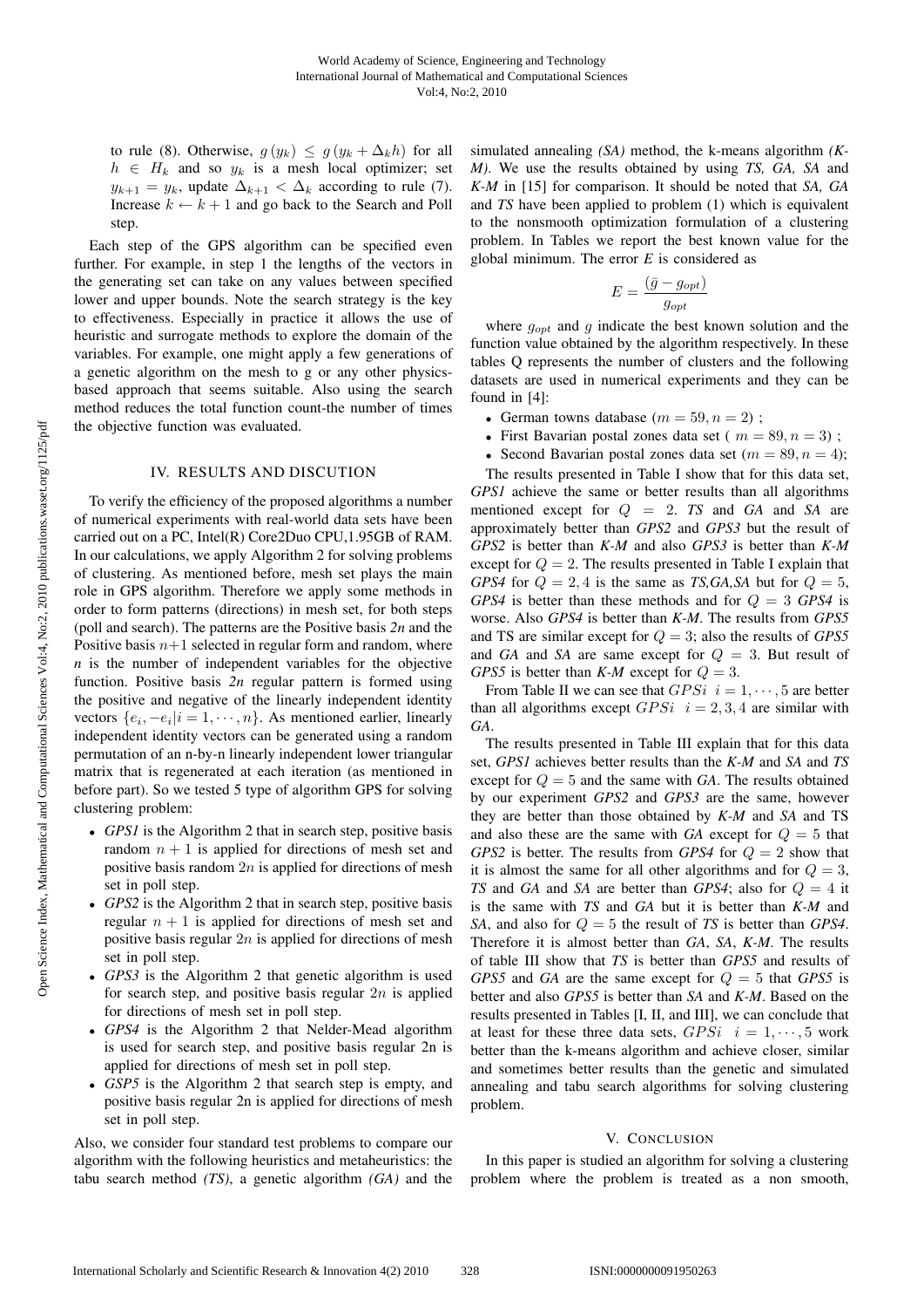to rule (8). Otherwise, $g(y_k) \le g(y_k + \Delta_k h)$ for all $h \in H_k$ and so $y_k$ is a mesh local optimizer; set $y_{k+1} = y_k$, update $\Delta_{k+1} < \Delta_k$ according to rule (7). Increase $k \leftarrow k+1$ and go back to the Search and Poll step.

Each step of the GPS algorithm can be specified even further. For example, in step 1 the lengths of the vectors in the generating set can take on any values between specified lower and upper bounds. Note the search strategy is the key to effectiveness. Especially in practice it allows the use of heuristic and surrogate methods to explore the domain of the variables. For example, one might apply a few generations of a genetic algorithm on the mesh to g or any other physics-based approach that seems suitable. Also using the search method reduces the total function count-the number of times the objective function was evaluated.

## IV. Results and Discution

To verify the efficiency of the proposed algorithms a number of numerical experiments with real-world data sets have been carried out on a PC, Intel(R) Core2Duo CPU,1.95GB of RAM. In our calculations, we apply Algorithm 2 for solving problems of clustering. As mentioned before, mesh set plays the main role in GPS algorithm. Therefore we apply some methods in order to form patterns (directions) in mesh set, for both steps (poll and search). The patterns are the Positive basis *2n* and the Positive basis $n+1$ selected in regular form and random, where *n* is the number of independent variables for the objective function. Positive basis *2n* regular pattern is formed using the positive and negative of the linearly independent identity vectors $\{e_i, -e_i | i = 1, \cdots, n\}$. As mentioned earlier, linearly independent identity vectors can be generated using a random permutation of an n-by-n linearly independent lower triangular matrix that is regenerated at each iteration (as mentioned in before part). So we tested 5 type of algorithm GPS for solving clustering problem:

- *GPS1* is the Algorithm 2 that in search step, positive basis random $n+1$ is applied for directions of mesh set and positive basis random $2n$ is applied for directions of mesh set in poll step.
- *GPS2* is the Algorithm 2 that in search step, positive basis regular $n+1$ is applied for directions of mesh set and positive basis regular $2n$ is applied for directions of mesh set in poll step.
- *GPS3* is the Algorithm 2 that genetic algorithm is used for search step, and positive basis regular $2n$ is applied for directions of mesh set in poll step.
- *GPS4* is the Algorithm 2 that Nelder-Mead algorithm is used for search step, and positive basis regular 2n is applied for directions of mesh set in poll step.
- *GSP5* is the Algorithm 2 that search step is empty, and positive basis regular 2n is applied for directions of mesh set in poll step.

Also, we consider four standard test problems to compare our algorithm with the following heuristics and metaheuristics: the tabu search method *(TS)*, a genetic algorithm *(GA)* and the simulated annealing *(SA)* method, the k-means algorithm *(K-M)*. We use the results obtained by using *TS, GA, SA* and *K-M* in [15] for comparison. It should be noted that *SA, GA* and *TS* have been applied to problem (1) which is equivalent to the nonsmooth optimization formulation of a clustering problem. In Tables we report the best known value for the global minimum. The error *E* is considered as

$$E = \frac{(\bar{g} - g_{opt})}{g_{opt}}$$

where $g_{opt}$ and $g$ indicate the best known solution and the function value obtained by the algorithm respectively. In these tables Q represents the number of clusters and the following datasets are used in numerical experiments and they can be found in [4]:

- German towns database $(m = 59, n = 2)$ ;
- First Bavarian postal zones data set ( $m = 89, n = 3$) ;
- Second Bavarian postal zones data set $(m = 89, n = 4)$;

The results presented in Table I show that for this data set, *GPS1* achieve the same or better results than all algorithms mentioned except for $Q = 2$. *TS* and *GA* and *SA* are approximately better than *GPS2* and *GPS3* but the result of *GPS2* is better than *K-M* and also *GPS3* is better than *K-M* except for $Q = 2$. The results presented in Table I explain that *GPS4* for $Q = 2, 4$ is the same as *TS,GA,SA* but for $Q = 5$, *GPS4* is better than these methods and for $Q = 3$ *GPS4* is worse. Also *GPS4* is better than *K-M*. The results from *GPS5* and TS are similar except for $Q = 3$; also the results of *GPS5* and *GA* and *SA* are same except for $Q = 3$. But result of *GPS5* is better than *K-M* except for $Q = 3$.

From Table II we can see that $GPSi \;\; i = 1, \cdots, 5$ are better than all algorithms except $GPSi \;\; i = 2, 3, 4$ are similar with *GA*.

The results presented in Table III explain that for this data set, *GPS1* achieves better results than the *K-M* and *SA* and *TS* except for $Q = 5$ and the same with *GA*. The results obtained by our experiment *GPS2* and *GPS3* are the same, however they are better than those obtained by *K-M* and *SA* and TS and also these are the same with *GA* except for $Q = 5$ that *GPS2* is better. The results from *GPS4* for $Q = 2$ show that it is almost the same for all other algorithms and for $Q = 3$, *TS* and *GA* and *SA* are better than *GPS4*; also for $Q = 4$ it is the same with *TS* and *GA* but it is better than *K-M* and *SA*, and also for $Q = 5$ the result of *TS* is better than *GPS4*. Therefore it is almost better than *GA*, *SA*, *K-M*. The results of table III show that *TS* is better than *GPS5* and results of *GPS5* and *GA* are the same except for $Q = 5$ that *GPS5* is better and also *GPS5* is better than *SA* and *K-M*. Based on the results presented in Tables [I, II, and III], we can conclude that at least for these three data sets, $GPSi \;\; i = 1, \cdots, 5$ work better than the k-means algorithm and achieve closer, similar and sometimes better results than the genetic and simulated annealing and tabu search algorithms for solving clustering problem.

## V. Conclusion

In this paper is studied an algorithm for solving a clustering problem where the problem is treated as a non smooth,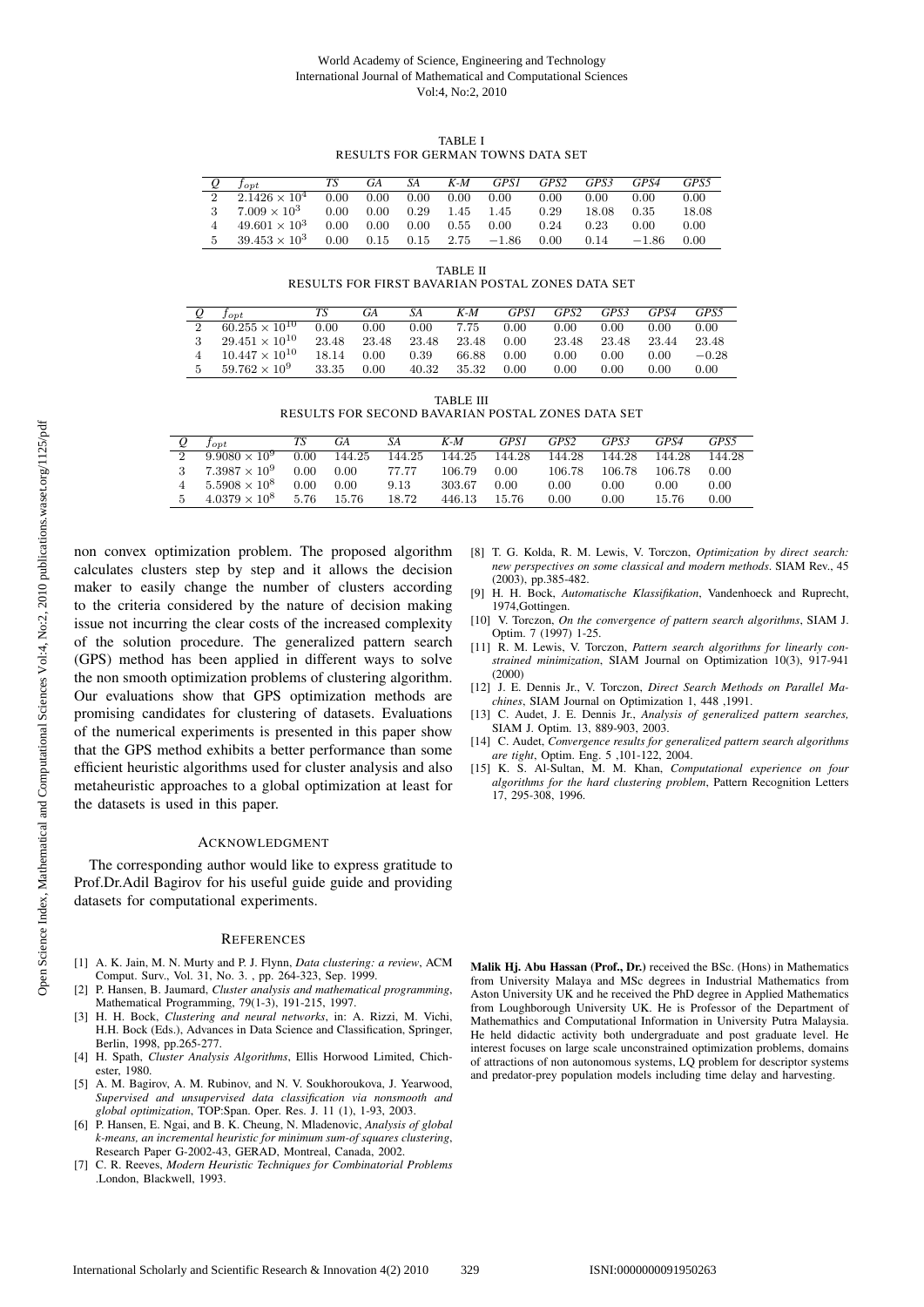TABLE I
RESULTS FOR GERMAN TOWNS DATA SET

| *Q* | $f_{opt}$ | *TS* | *GA* | *SA* | *K-M* | *GPS1* | *GPS2* | *GPS3* | *GPS4* | *GPS5* |
|---|---|---|---|---|---|---|---|---|---|---|
| 2 | $2.1426 \times 10^4$ | 0.00 | 0.00 | 0.00 | 0.00 | 0.00 | 0.00 | 0.00 | 0.00 | 0.00 |
| 3 | $7.009 \times 10^3$ | 0.00 | 0.00 | 0.29 | 1.45 | 1.45 | 0.29 | 18.08 | 0.35 | 18.08 |
| 4 | $49.601 \times 10^3$ | 0.00 | 0.00 | 0.00 | 0.55 | 0.00 | 0.24 | 0.23 | 0.00 | 0.00 |
| 5 | $39.453 \times 10^3$ | 0.00 | 0.15 | 0.15 | 2.75 | $-1.86$ | 0.00 | 0.14 | $-1.86$ | 0.00 |

TABLE II
RESULTS FOR FIRST BAVARIAN POSTAL ZONES DATA SET

| *Q* | $f_{opt}$ | *TS* | *GA* | *SA* | *K-M* | *GPS1* | *GPS2* | *GPS3* | *GPS4* | *GPS5* |
|---|---|---|---|---|---|---|---|---|---|---|
| 2 | $60.255 \times 10^{10}$ | 0.00 | 0.00 | 0.00 | 7.75 | 0.00 | 0.00 | 0.00 | 0.00 | 0.00 |
| 3 | $29.451 \times 10^{10}$ | 23.48 | 23.48 | 23.48 | 23.48 | 0.00 | 23.48 | 23.48 | 23.44 | 23.48 |
| 4 | $10.447 \times 10^{10}$ | 18.14 | 0.00 | 0.39 | 66.88 | 0.00 | 0.00 | 0.00 | 0.00 | $-0.28$ |
| 5 | $59.762 \times 10^9$ | 33.35 | 0.00 | 40.32 | 35.32 | 0.00 | 0.00 | 0.00 | 0.00 | 0.00 |

TABLE III
RESULTS FOR SECOND BAVARIAN POSTAL ZONES DATA SET

| *Q* | $f_{opt}$ | *TS* | *GA* | *SA* | *K-M* | *GPS1* | *GPS2* | *GPS3* | *GPS4* | *GPS5* |
|---|---|---|---|---|---|---|---|---|---|---|
| 2 | $9.9080 \times 10^9$ | 0.00 | 144.25 | 144.25 | 144.25 | 144.28 | 144.28 | 144.28 | 144.28 | 144.28 |
| 3 | $7.3987 \times 10^9$ | 0.00 | 0.00 | 77.77 | 106.79 | 0.00 | 106.78 | 106.78 | 106.78 | 0.00 |
| 4 | $5.5908 \times 10^8$ | 0.00 | 0.00 | 9.13 | 303.67 | 0.00 | 0.00 | 0.00 | 0.00 | 0.00 |
| 5 | $4.0379 \times 10^8$ | 5.76 | 15.76 | 18.72 | 446.13 | 15.76 | 0.00 | 0.00 | 15.76 | 0.00 |

non convex optimization problem. The proposed algorithm calculates clusters step by step and it allows the decision maker to easily change the number of clusters according to the criteria considered by the nature of decision making issue not incurring the clear costs of the increased complexity of the solution procedure. The generalized pattern search (GPS) method has been applied in different ways to solve the non smooth optimization problems of clustering algorithm. Our evaluations show that GPS optimization methods are promising candidates for clustering of datasets. Evaluations of the numerical experiments is presented in this paper show that the GPS method exhibits a better performance than some efficient heuristic algorithms used for cluster analysis and also metaheuristic approaches to a global optimization at least for the datasets is used in this paper.

## ACKNOWLEDGMENT

The corresponding author would like to express gratitude to Prof.Dr.Adil Bagirov for his useful guide guide and providing datasets for computational experiments.

## REFERENCES

[1] A. K. Jain, M. N. Murty and P. J. Flynn, *Data clustering: a review*, ACM Comput. Surv., Vol. 31, No. 3. , pp. 264-323, Sep. 1999.

[2] P. Hansen, B. Jaumard, *Cluster analysis and mathematical programming*, Mathematical Programming, 79(1-3), 191-215, 1997.

[3] H. H. Bock, *Clustering and neural networks*, in: A. Rizzi, M. Vichi, H.H. Bock (Eds.), Advances in Data Science and Classification, Springer, Berlin, 1998, pp.265-277.

[4] H. Spath, *Cluster Analysis Algorithms*, Ellis Horwood Limited, Chichester, 1980.

[5] A. M. Bagirov, A. M. Rubinov, and N. V. Soukhoroukova, J. Yearwood, *Supervised and unsupervised data classification via nonsmooth and global optimization*, TOP:Span. Oper. Res. J. 11 (1), 1-93, 2003.

[6] P. Hansen, E. Ngai, and B. K. Cheung, N. Mladenovic, *Analysis of global k-means, an incremental heuristic for minimum sum-of squares clustering*, Research Paper G-2002-43, GERAD, Montreal, Canada, 2002.

[7] C. R. Reeves, *Modern Heuristic Techniques for Combinatorial Problems* .London, Blackwell, 1993.

[8] T. G. Kolda, R. M. Lewis, V. Torczon, *Optimization by direct search: new perspectives on some classical and modern methods*. SIAM Rev., 45 (2003), pp.385-482.

[9] H. H. Bock, *Automatische Klassifikation*, Vandenhoeck und Ruprecht, 1974,Gottingen.

[10] V. Torczon, *On the convergence of pattern search algorithms*, SIAM J. Optim. 7 (1997) 1-25.

[11] R. M. Lewis, V. Torczon, *Pattern search algorithms for linearly constrained minimization*, SIAM Journal on Optimization 10(3), 917-941 (2000)

[12] J. E. Dennis Jr., V. Torczon, *Direct Search Methods on Parallel Machines*, SIAM Journal on Optimization 1, 448 ,1991.

[13] C. Audet, J. E. Dennis Jr., *Analysis of generalized pattern searches,* SIAM J. Optim. 13, 889-903, 2003.

[14] C. Audet, *Convergence results for generalized pattern search algorithms are tight*, Optim. Eng. 5 ,101-122, 2004.

[15] K. S. Al-Sultan, M. M. Khan, *Computational experience on four algorithms for the hard clustering problem*, Pattern Recognition Letters 17, 295-308, 1996.

**Malik Hj. Abu Hassan (Prof., Dr.)** received the BSc. (Hons) in Mathematics from University Malaya and MSc degrees in Industrial Mathematics from Aston University UK and he received the PhD degree in Applied Mathematics from Loughborough University UK. He is Professor of the Department of Mathemathics and Computational Information in University Putra Malaysia. He held didactic activity both undergraduate and post graduate level. He interest focuses on large scale unconstrained optimization problems, domains of attractions of non autonomous systems, LQ problem for descriptor systems and predator-prey population models including time delay and harvesting.